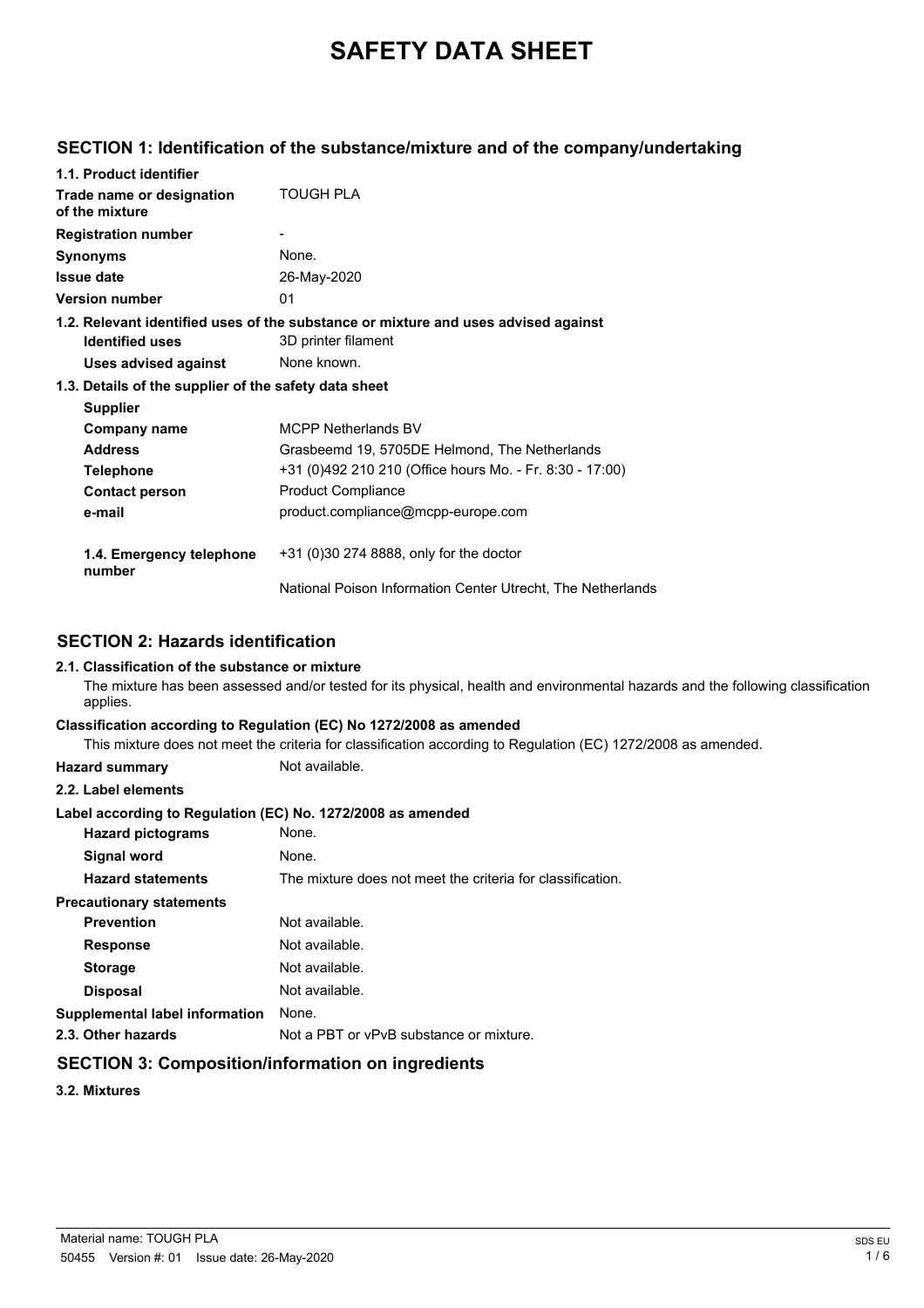# SAFETY DATA SHEET

## SECTION 1: Identification of the substance/mixture and of the company/undertaking

**1.1. Product identifier**

| | |
|---|---|
| **Trade name or designation of the mixture** | TOUGH PLA |
| **Registration number** | - |
| **Synonyms** | None. |
| **Issue date** | 26-May-2020 |
| **Version number** | 01 |

**1.2. Relevant identified uses of the substance or mixture and uses advised against**

| | |
|---|---|
| **Identified uses** | 3D printer filament |
| **Uses advised against** | None known. |

**1.3. Details of the supplier of the safety data sheet**

**Supplier**

| | |
|---|---|
| **Company name** | MCPP Netherlands BV |
| **Address** | Grasbeemd 19, 5705DE Helmond, The Netherlands |
| **Telephone** | +31 (0)492 210 210 (Office hours Mo. - Fr. 8:30 - 17:00) |
| **Contact person** | Product Compliance |
| **e-mail** | product.compliance@mcpp-europe.com |
| **1.4. Emergency telephone number** | +31 (0)30 274 8888, only for the doctor<br>National Poison Information Center Utrecht, The Netherlands |

## SECTION 2: Hazards identification

**2.1. Classification of the substance or mixture**

The mixture has been assessed and/or tested for its physical, health and environmental hazards and the following classification applies.

**Classification according to Regulation (EC) No 1272/2008 as amended**

This mixture does not meet the criteria for classification according to Regulation (EC) 1272/2008 as amended.

**Hazard summary** Not available.

**2.2. Label elements**

**Label according to Regulation (EC) No. 1272/2008 as amended**

| | |
|---|---|
| **Hazard pictograms** | None. |
| **Signal word** | None. |
| **Hazard statements** | The mixture does not meet the criteria for classification. |

**Precautionary statements**

| | |
|---|---|
| **Prevention** | Not available. |
| **Response** | Not available. |
| **Storage** | Not available. |
| **Disposal** | Not available. |
| **Supplemental label information** | None. |
| **2.3. Other hazards** | Not a PBT or vPvB substance or mixture. |

## SECTION 3: Composition/information on ingredients

**3.2. Mixtures**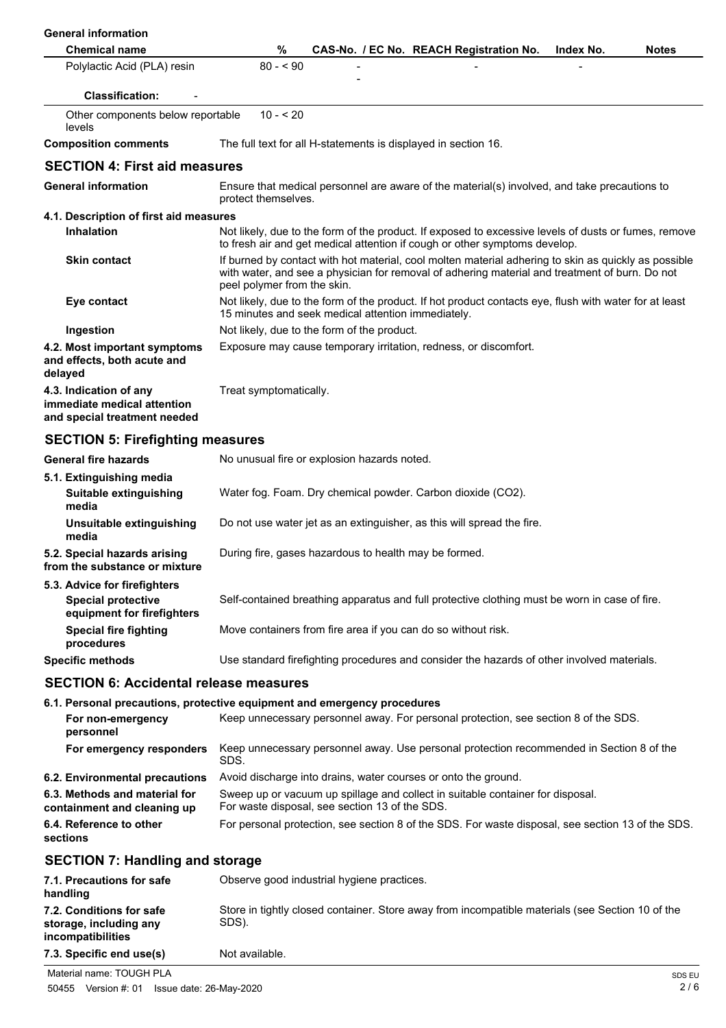**General information**

| Chemical name | % | CAS-No. / EC No. | REACH Registration No. | Index No. | Notes |
|---|---|---|---|---|---|
| Polylactic Acid (PLA) resin | 80 - < 90 | - <br> - | - | - | |
| **Classification:** - | | | | | |
| Other components below reportable levels | 10 - < 20 | | | | |

**Composition comments** The full text for all H-statements is displayed in section 16.

## SECTION 4: First aid measures

**General information** Ensure that medical personnel are aware of the material(s) involved, and take precautions to protect themselves.

**4.1. Description of first aid measures**

**Inhalation** Not likely, due to the form of the product. If exposed to excessive levels of dusts or fumes, remove to fresh air and get medical attention if cough or other symptoms develop.

**Skin contact** If burned by contact with hot material, cool molten material adhering to skin as quickly as possible with water, and see a physician for removal of adhering material and treatment of burn. Do not peel polymer from the skin.

**Eye contact** Not likely, due to the form of the product. If hot product contacts eye, flush with water for at least 15 minutes and seek medical attention immediately.

**Ingestion** Not likely, due to the form of the product.

**4.2. Most important symptoms and effects, both acute and delayed** Exposure may cause temporary irritation, redness, or discomfort.

**4.3. Indication of any immediate medical attention and special treatment needed** Treat symptomatically.

## SECTION 5: Firefighting measures

**General fire hazards** No unusual fire or explosion hazards noted.

**5.1. Extinguishing media**

**Suitable extinguishing media** Water fog. Foam. Dry chemical powder. Carbon dioxide ($CO_2$).

**Unsuitable extinguishing media** Do not use water jet as an extinguisher, as this will spread the fire.

**5.2. Special hazards arising from the substance or mixture** During fire, gases hazardous to health may be formed.

**5.3. Advice for firefighters**

**Special protective equipment for firefighters** Self-contained breathing apparatus and full protective clothing must be worn in case of fire.

**Special fire fighting procedures** Move containers from fire area if you can do so without risk.

**Specific methods** Use standard firefighting procedures and consider the hazards of other involved materials.

## SECTION 6: Accidental release measures

**6.1. Personal precautions, protective equipment and emergency procedures**

**For non-emergency personnel** Keep unnecessary personnel away. For personal protection, see section 8 of the SDS.

**For emergency responders** Keep unnecessary personnel away. Use personal protection recommended in Section 8 of the SDS.

**6.2. Environmental precautions** Avoid discharge into drains, water courses or onto the ground.

**6.3. Methods and material for containment and cleaning up** Sweep up or vacuum up spillage and collect in suitable container for disposal. For waste disposal, see section 13 of the SDS.

**6.4. Reference to other sections** For personal protection, see section 8 of the SDS. For waste disposal, see section 13 of the SDS.

## SECTION 7: Handling and storage

**7.1. Precautions for safe handling** Observe good industrial hygiene practices.

**7.2. Conditions for safe storage, including any incompatibilities** Store in tightly closed container. Store away from incompatible materials (see Section 10 of the SDS).

**7.3. Specific end use(s)** Not available.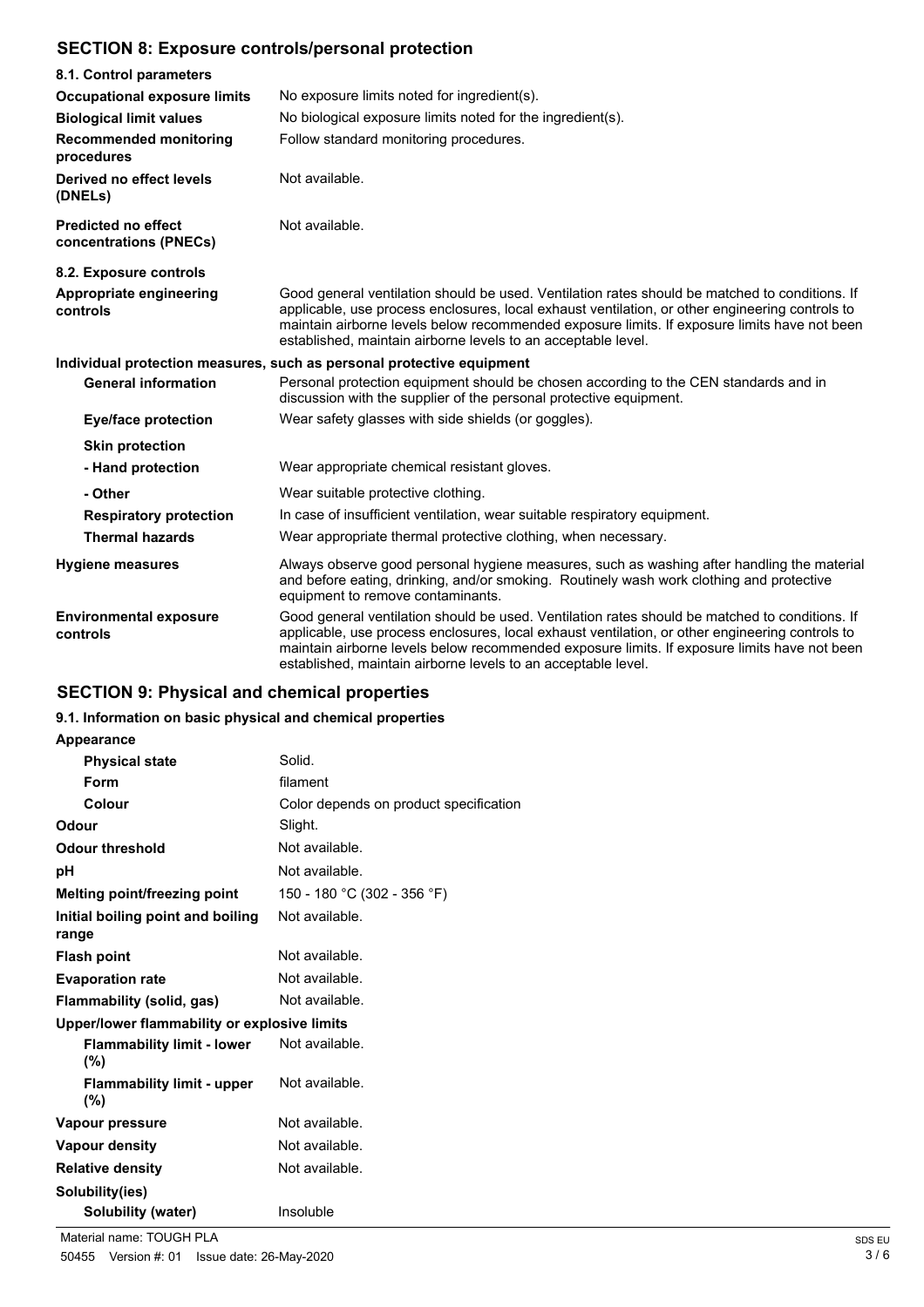## SECTION 8: Exposure controls/personal protection

| | |
|---|---|
| **8.1. Control parameters** | |
| **Occupational exposure limits** | No exposure limits noted for ingredient(s). |
| **Biological limit values** | No biological exposure limits noted for the ingredient(s). |
| **Recommended monitoring procedures** | Follow standard monitoring procedures. |
| **Derived no effect levels (DNELs)** | Not available. |
| **Predicted no effect concentrations (PNECs)** | Not available. |
| **8.2. Exposure controls** | |
| **Appropriate engineering controls** | Good general ventilation should be used. Ventilation rates should be matched to conditions. If applicable, use process enclosures, local exhaust ventilation, or other engineering controls to maintain airborne levels below recommended exposure limits. If exposure limits have not been established, maintain airborne levels to an acceptable level. |
| **Individual protection measures, such as personal protective equipment** | |
| **General information** | Personal protection equipment should be chosen according to the CEN standards and in discussion with the supplier of the personal protective equipment. |
| **Eye/face protection** | Wear safety glasses with side shields (or goggles). |
| **Skin protection** | |
| **- Hand protection** | Wear appropriate chemical resistant gloves. |
| **- Other** | Wear suitable protective clothing. |
| **Respiratory protection** | In case of insufficient ventilation, wear suitable respiratory equipment. |
| **Thermal hazards** | Wear appropriate thermal protective clothing, when necessary. |
| **Hygiene measures** | Always observe good personal hygiene measures, such as washing after handling the material and before eating, drinking, and/or smoking. Routinely wash work clothing and protective equipment to remove contaminants. |
| **Environmental exposure controls** | Good general ventilation should be used. Ventilation rates should be matched to conditions. If applicable, use process enclosures, local exhaust ventilation, or other engineering controls to maintain airborne levels below recommended exposure limits. If exposure limits have not been established, maintain airborne levels to an acceptable level. |

## SECTION 9: Physical and chemical properties

### 9.1. Information on basic physical and chemical properties

| | |
|---|---|
| **Appearance** | |
| **Physical state** | Solid. |
| **Form** | filament |
| **Colour** | Color depends on product specification |
| **Odour** | Slight. |
| **Odour threshold** | Not available. |
| **pH** | Not available. |
| **Melting point/freezing point** | 150 - 180 °C (302 - 356 °F) |
| **Initial boiling point and boiling range** | Not available. |
| **Flash point** | Not available. |
| **Evaporation rate** | Not available. |
| **Flammability (solid, gas)** | Not available. |
| **Upper/lower flammability or explosive limits** | |
| **Flammability limit - lower (%)** | Not available. |
| **Flammability limit - upper (%)** | Not available. |
| **Vapour pressure** | Not available. |
| **Vapour density** | Not available. |
| **Relative density** | Not available. |
| **Solubility(ies)** | |
| **Solubility (water)** | Insoluble |

Material name: TOUGH PLA

50455 Version #: 01 Issue date: 26-May-2020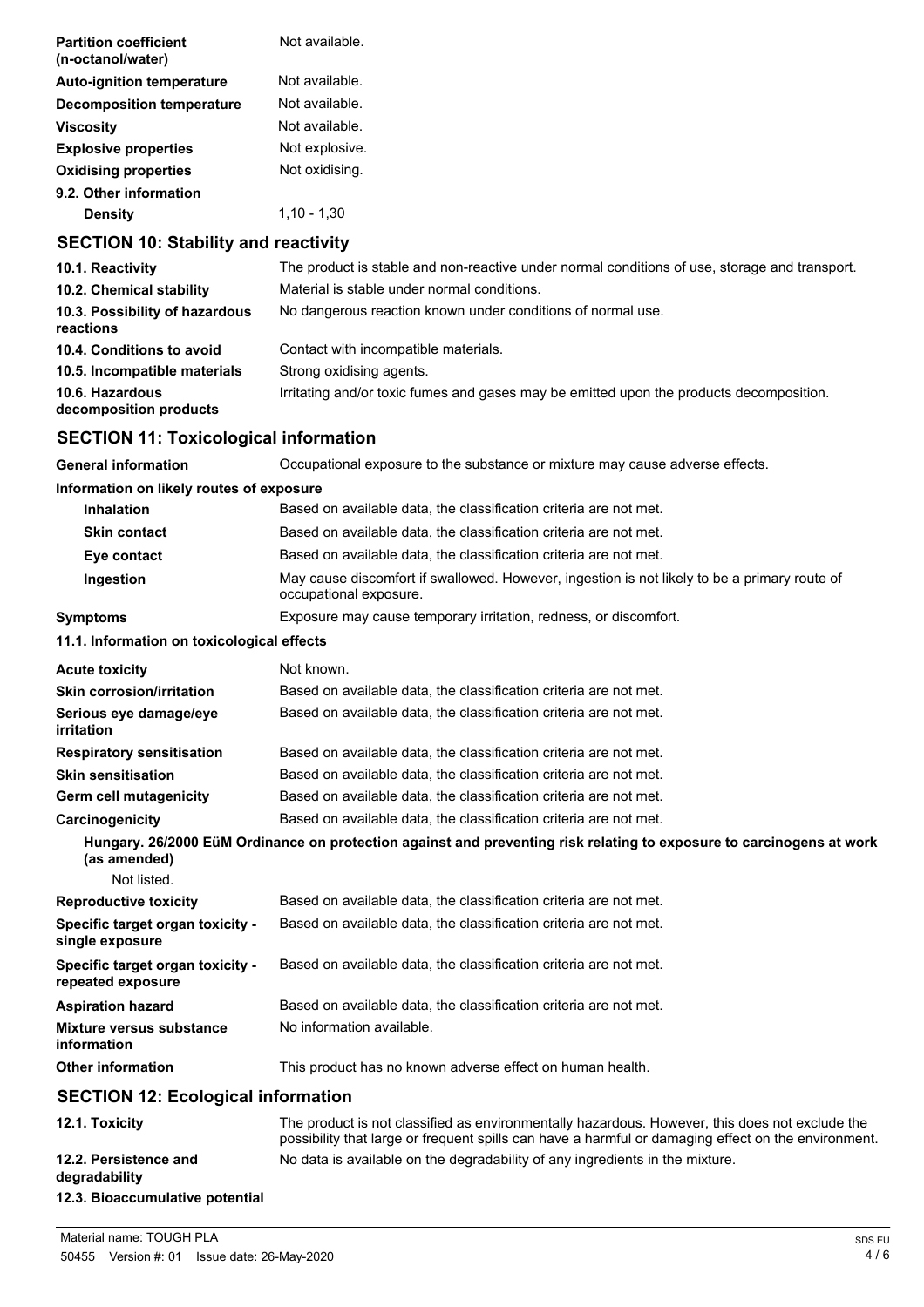| | |
|---|---|
| **Partition coefficient (n-octanol/water)** | Not available. |
| **Auto-ignition temperature** | Not available. |
| **Decomposition temperature** | Not available. |
| **Viscosity** | Not available. |
| **Explosive properties** | Not explosive. |
| **Oxidising properties** | Not oxidising. |

**9.2. Other information**

| | |
|---|---|
| **Density** | 1,10 - 1,30 |

## SECTION 10: Stability and reactivity

| | |
|---|---|
| **10.1. Reactivity** | The product is stable and non-reactive under normal conditions of use, storage and transport. |
| **10.2. Chemical stability** | Material is stable under normal conditions. |
| **10.3. Possibility of hazardous reactions** | No dangerous reaction known under conditions of normal use. |
| **10.4. Conditions to avoid** | Contact with incompatible materials. |
| **10.5. Incompatible materials** | Strong oxidising agents. |
| **10.6. Hazardous decomposition products** | Irritating and/or toxic fumes and gases may be emitted upon the products decomposition. |

## SECTION 11: Toxicological information

| | |
|---|---|
| **General information** | Occupational exposure to the substance or mixture may cause adverse effects. |

**Information on likely routes of exposure**

| | |
|---|---|
| **Inhalation** | Based on available data, the classification criteria are not met. |
| **Skin contact** | Based on available data, the classification criteria are not met. |
| **Eye contact** | Based on available data, the classification criteria are not met. |
| **Ingestion** | May cause discomfort if swallowed. However, ingestion is not likely to be a primary route of occupational exposure. |
| **Symptoms** | Exposure may cause temporary irritation, redness, or discomfort. |

**11.1. Information on toxicological effects**

| | |
|---|---|
| **Acute toxicity** | Not known. |
| **Skin corrosion/irritation** | Based on available data, the classification criteria are not met. |
| **Serious eye damage/eye irritation** | Based on available data, the classification criteria are not met. |
| **Respiratory sensitisation** | Based on available data, the classification criteria are not met. |
| **Skin sensitisation** | Based on available data, the classification criteria are not met. |
| **Germ cell mutagenicity** | Based on available data, the classification criteria are not met. |
| **Carcinogenicity** | Based on available data, the classification criteria are not met. |

**Hungary. 26/2000 EüM Ordinance on protection against and preventing risk relating to exposure to carcinogens at work (as amended)**

Not listed.

| | |
|---|---|
| **Reproductive toxicity** | Based on available data, the classification criteria are not met. |
| **Specific target organ toxicity - single exposure** | Based on available data, the classification criteria are not met. |
| **Specific target organ toxicity - repeated exposure** | Based on available data, the classification criteria are not met. |
| **Aspiration hazard** | Based on available data, the classification criteria are not met. |
| **Mixture versus substance information** | No information available. |
| **Other information** | This product has no known adverse effect on human health. |

## SECTION 12: Ecological information

| | |
|---|---|
| **12.1. Toxicity** | The product is not classified as environmentally hazardous. However, this does not exclude the possibility that large or frequent spills can have a harmful or damaging effect on the environment. |
| **12.2. Persistence and degradability** | No data is available on the degradability of any ingredients in the mixture. |

**12.3. Bioaccumulative potential**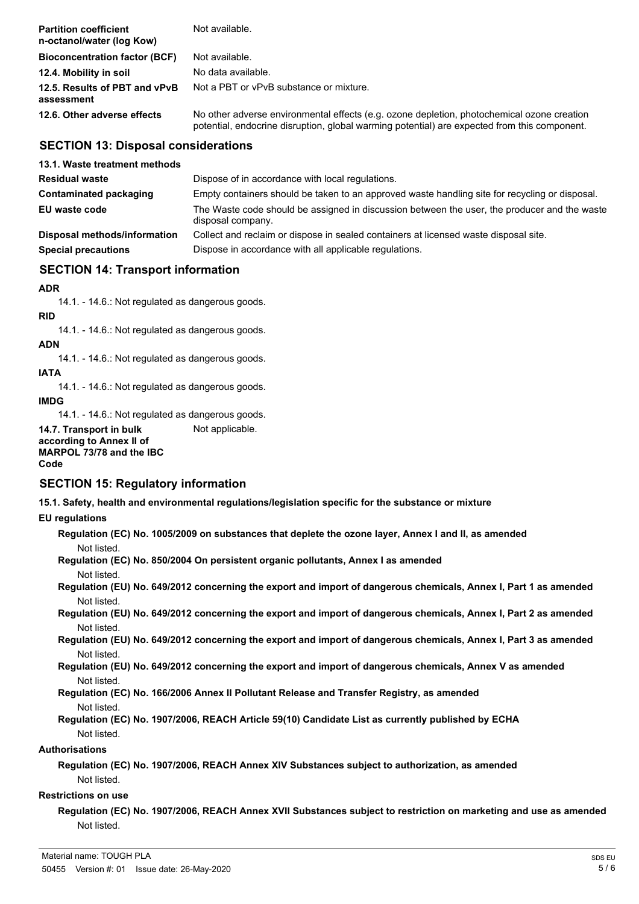| | |
|---|---|
| **Partition coefficient n-octanol/water (log Kow)** | Not available. |
| **Bioconcentration factor (BCF)** | Not available. |
| **12.4. Mobility in soil** | No data available. |
| **12.5. Results of PBT and vPvB assessment** | Not a PBT or vPvB substance or mixture. |
| **12.6. Other adverse effects** | No other adverse environmental effects (e.g. ozone depletion, photochemical ozone creation potential, endocrine disruption, global warming potential) are expected from this component. |

## SECTION 13: Disposal considerations

| | |
|---|---|
| **13.1. Waste treatment methods** | |
| **Residual waste** | Dispose of in accordance with local regulations. |
| **Contaminated packaging** | Empty containers should be taken to an approved waste handling site for recycling or disposal. |
| **EU waste code** | The Waste code should be assigned in discussion between the user, the producer and the waste disposal company. |
| **Disposal methods/information** | Collect and reclaim or dispose in sealed containers at licensed waste disposal site. |
| **Special precautions** | Dispose in accordance with all applicable regulations. |

## SECTION 14: Transport information

**ADR**

14.1. - 14.6.: Not regulated as dangerous goods.

**RID**

14.1. - 14.6.: Not regulated as dangerous goods.

**ADN**

14.1. - 14.6.: Not regulated as dangerous goods.

**IATA**

14.1. - 14.6.: Not regulated as dangerous goods.

**IMDG**

14.1. - 14.6.: Not regulated as dangerous goods.

| | |
|---|---|
| **14.7. Transport in bulk according to Annex II of MARPOL 73/78 and the IBC Code** | Not applicable. |

## SECTION 15: Regulatory information

**15.1. Safety, health and environmental regulations/legislation specific for the substance or mixture**

**EU regulations**

**Regulation (EC) No. 1005/2009 on substances that deplete the ozone layer, Annex I and II, as amended**

Not listed.

**Regulation (EC) No. 850/2004 On persistent organic pollutants, Annex I as amended**

Not listed.

**Regulation (EU) No. 649/2012 concerning the export and import of dangerous chemicals, Annex I, Part 1 as amended**

Not listed.

**Regulation (EU) No. 649/2012 concerning the export and import of dangerous chemicals, Annex I, Part 2 as amended**

Not listed.

**Regulation (EU) No. 649/2012 concerning the export and import of dangerous chemicals, Annex I, Part 3 as amended**

Not listed.

**Regulation (EU) No. 649/2012 concerning the export and import of dangerous chemicals, Annex V as amended**

Not listed.

**Regulation (EC) No. 166/2006 Annex II Pollutant Release and Transfer Registry, as amended**

Not listed.

**Regulation (EC) No. 1907/2006, REACH Article 59(10) Candidate List as currently published by ECHA**

Not listed.

**Authorisations**

**Regulation (EC) No. 1907/2006, REACH Annex XIV Substances subject to authorization, as amended**

Not listed.

**Restrictions on use**

**Regulation (EC) No. 1907/2006, REACH Annex XVII Substances subject to restriction on marketing and use as amended**

Not listed.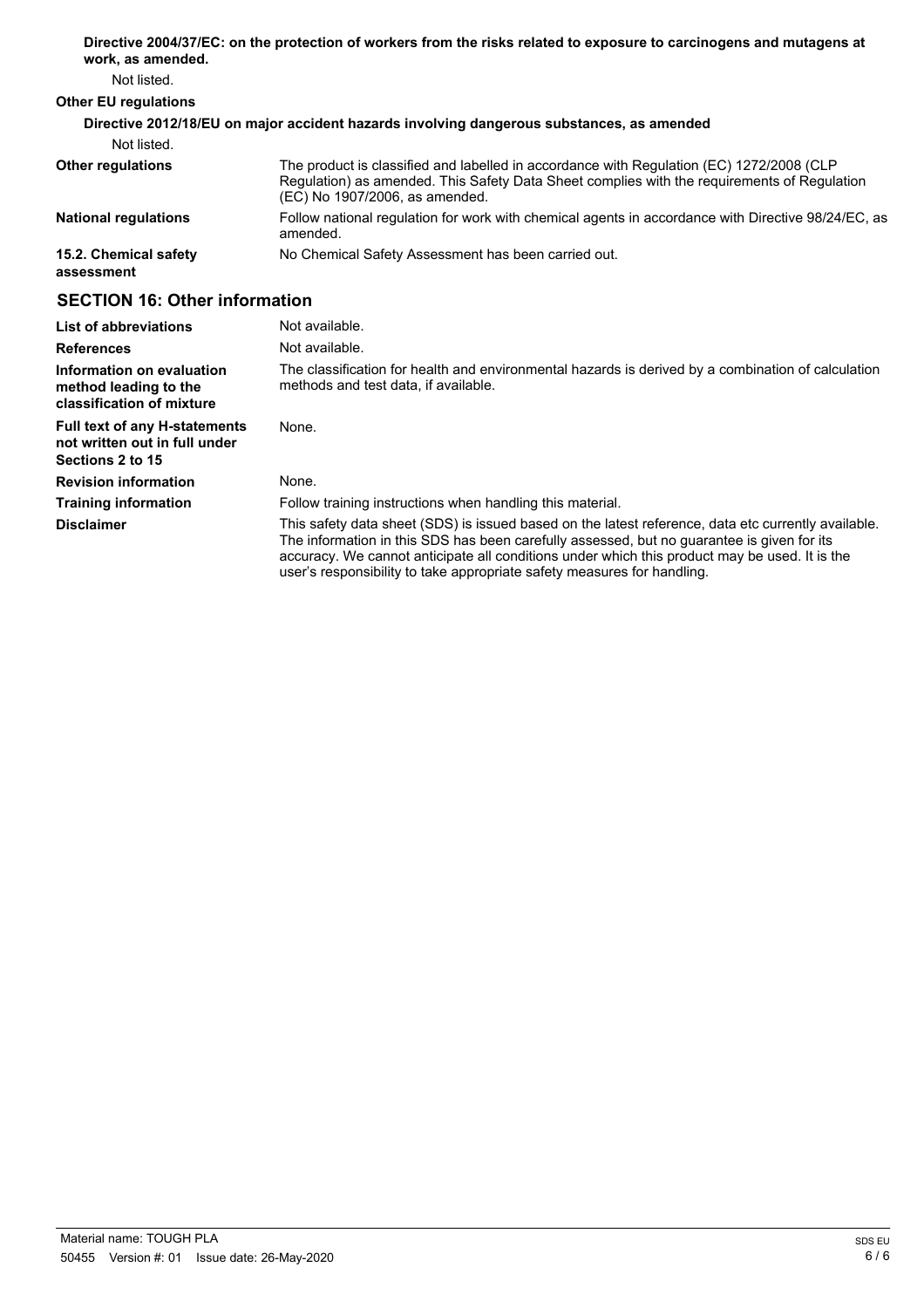**Directive 2004/37/EC: on the protection of workers from the risks related to exposure to carcinogens and mutagens at work, as amended.**

Not listed.

**Other EU regulations**

**Directive 2012/18/EU on major accident hazards involving dangerous substances, as amended**

Not listed.

| | |
|---|---|
| **Other regulations** | The product is classified and labelled in accordance with Regulation (EC) 1272/2008 (CLP Regulation) as amended. This Safety Data Sheet complies with the requirements of Regulation (EC) No 1907/2006, as amended. |
| **National regulations** | Follow national regulation for work with chemical agents in accordance with Directive 98/24/EC, as amended. |
| **15.2. Chemical safety assessment** | No Chemical Safety Assessment has been carried out. |

## SECTION 16: Other information

| | |
|---|---|
| **List of abbreviations** | Not available. |
| **References** | Not available. |
| **Information on evaluation method leading to the classification of mixture** | The classification for health and environmental hazards is derived by a combination of calculation methods and test data, if available. |
| **Full text of any H-statements not written out in full under Sections 2 to 15** | None. |
| **Revision information** | None. |
| **Training information** | Follow training instructions when handling this material. |
| **Disclaimer** | This safety data sheet (SDS) is issued based on the latest reference, data etc currently available. The information in this SDS has been carefully assessed, but no guarantee is given for its accuracy. We cannot anticipate all conditions under which this product may be used. It is the user's responsibility to take appropriate safety measures for handling. |